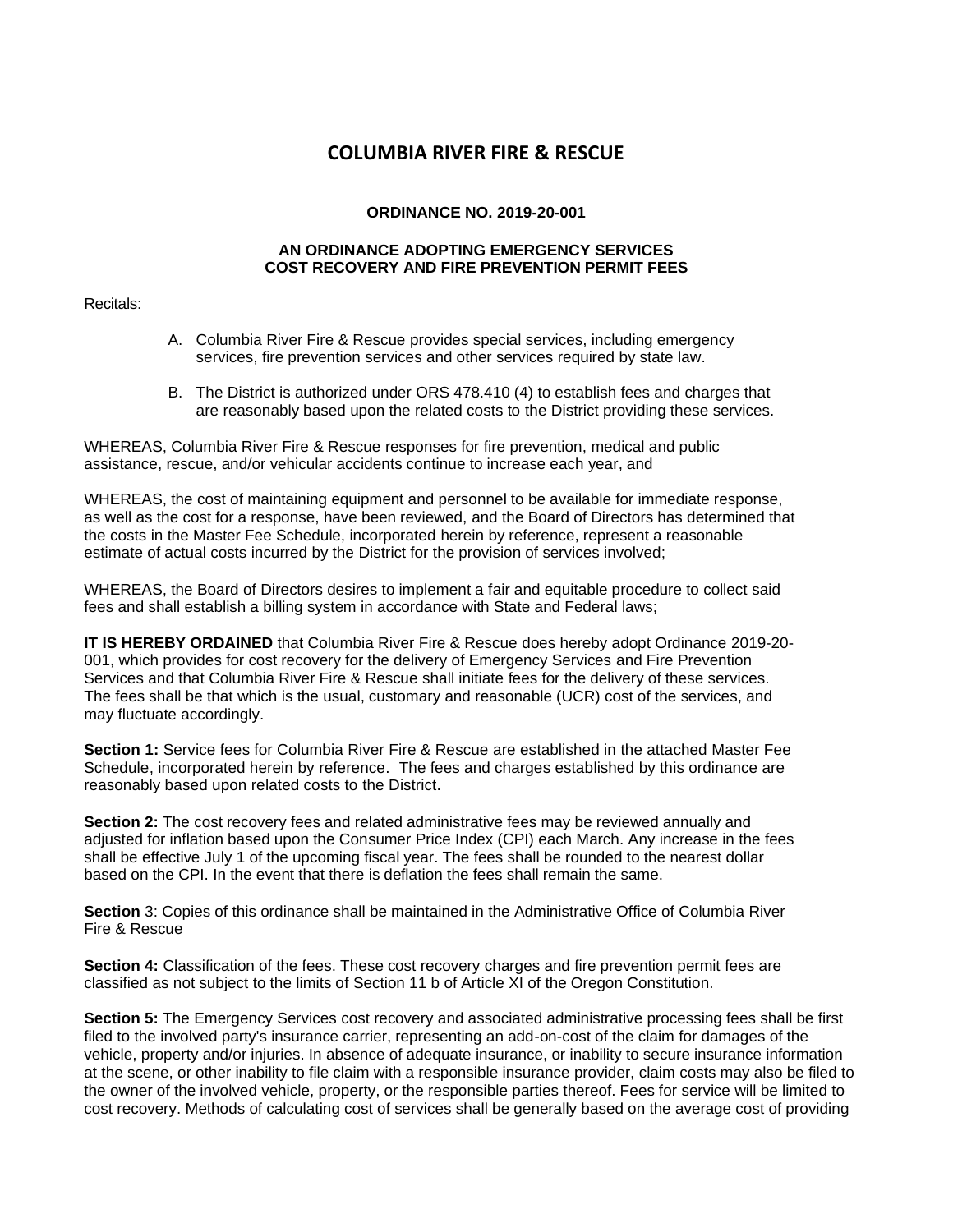# COLUMBIA RIVER FIRE & RESCUE

**ORDINANCE NO. 2019-20-001**

**AN ORDINANCE ADOPTING EMERGENCY SERVICES COST RECOVERY AND FIRE PREVENTION PERMIT FEES**

Recitals:

A. Columbia River Fire & Rescue provides special services, including emergency services, fire prevention services and other services required by state law.

B. The District is authorized under ORS 478.410 (4) to establish fees and charges that are reasonably based upon the related costs to the District providing these services.

WHEREAS, Columbia River Fire & Rescue responses for fire prevention, medical and public assistance, rescue, and/or vehicular accidents continue to increase each year, and

WHEREAS, the cost of maintaining equipment and personnel to be available for immediate response, as well as the cost for a response, have been reviewed, and the Board of Directors has determined that the costs in the Master Fee Schedule, incorporated herein by reference, represent a reasonable estimate of actual costs incurred by the District for the provision of services involved;

WHEREAS, the Board of Directors desires to implement a fair and equitable procedure to collect said fees and shall establish a billing system in accordance with State and Federal laws;

**IT IS HEREBY ORDAINED** that Columbia River Fire & Rescue does hereby adopt Ordinance 2019-20-001, which provides for cost recovery for the delivery of Emergency Services and Fire Prevention Services and that Columbia River Fire & Rescue shall initiate fees for the delivery of these services. The fees shall be that which is the usual, customary and reasonable (UCR) cost of the services, and may fluctuate accordingly.

**Section 1:** Service fees for Columbia River Fire & Rescue are established in the attached Master Fee Schedule, incorporated herein by reference. The fees and charges established by this ordinance are reasonably based upon related costs to the District.

**Section 2:** The cost recovery fees and related administrative fees may be reviewed annually and adjusted for inflation based upon the Consumer Price Index (CPI) each March. Any increase in the fees shall be effective July 1 of the upcoming fiscal year. The fees shall be rounded to the nearest dollar based on the CPI. In the event that there is deflation the fees shall remain the same.

**Section** 3: Copies of this ordinance shall be maintained in the Administrative Office of Columbia River Fire & Rescue

**Section 4:** Classification of the fees. These cost recovery charges and fire prevention permit fees are classified as not subject to the limits of Section 11 b of Article XI of the Oregon Constitution.

**Section 5:** The Emergency Services cost recovery and associated administrative processing fees shall be first filed to the involved party's insurance carrier, representing an add-on-cost of the claim for damages of the vehicle, property and/or injuries. In absence of adequate insurance, or inability to secure insurance information at the scene, or other inability to file claim with a responsible insurance provider, claim costs may also be filed to the owner of the involved vehicle, property, or the responsible parties thereof. Fees for service will be limited to cost recovery. Methods of calculating cost of services shall be generally based on the average cost of providing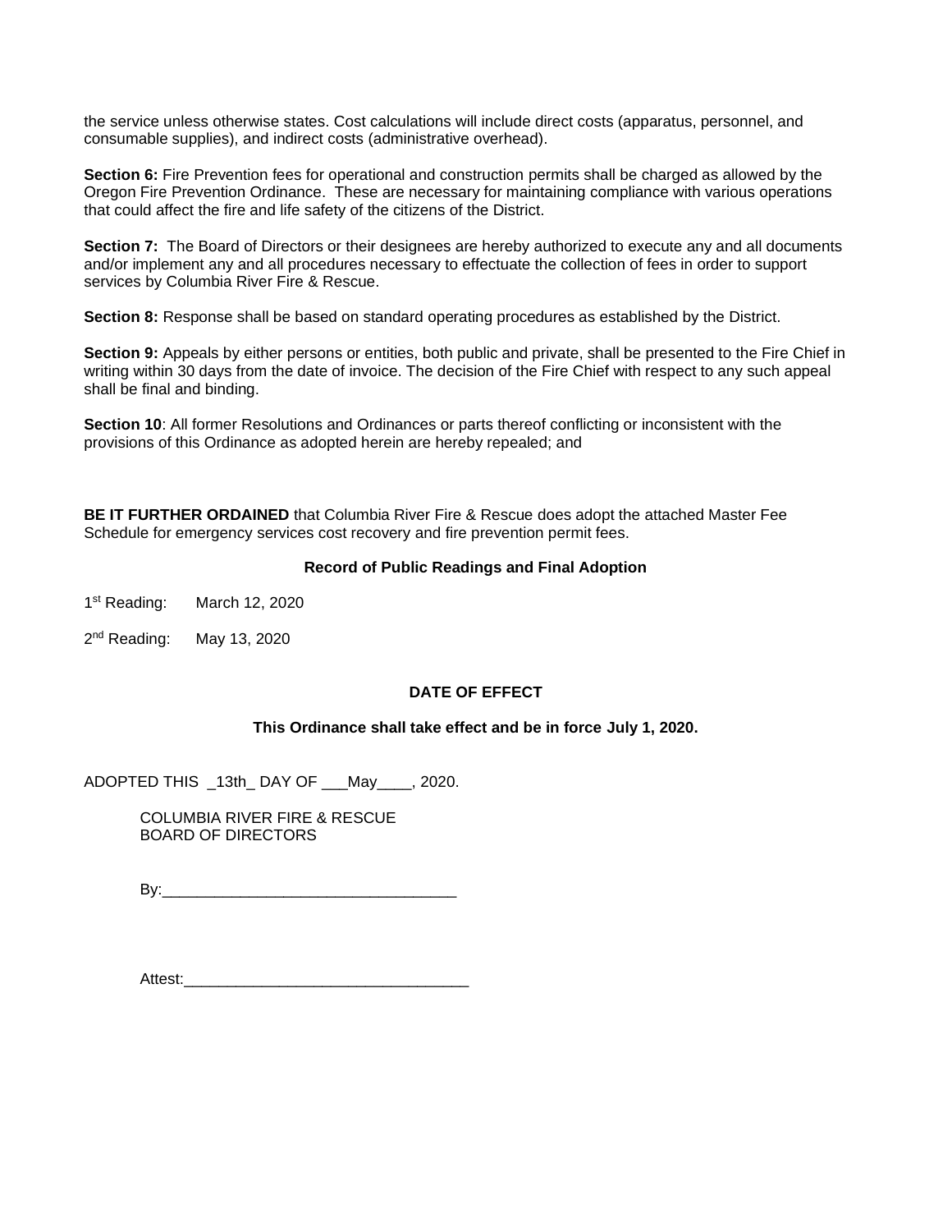the service unless otherwise states. Cost calculations will include direct costs (apparatus, personnel, and consumable supplies), and indirect costs (administrative overhead).

**Section 6:** Fire Prevention fees for operational and construction permits shall be charged as allowed by the Oregon Fire Prevention Ordinance. These are necessary for maintaining compliance with various operations that could affect the fire and life safety of the citizens of the District.

**Section 7:** The Board of Directors or their designees are hereby authorized to execute any and all documents and/or implement any and all procedures necessary to effectuate the collection of fees in order to support services by Columbia River Fire & Rescue.

**Section 8:** Response shall be based on standard operating procedures as established by the District.

**Section 9:** Appeals by either persons or entities, both public and private, shall be presented to the Fire Chief in writing within 30 days from the date of invoice. The decision of the Fire Chief with respect to any such appeal shall be final and binding.

**Section 10**: All former Resolutions and Ordinances or parts thereof conflicting or inconsistent with the provisions of this Ordinance as adopted herein are hereby repealed; and

**BE IT FURTHER ORDAINED** that Columbia River Fire & Rescue does adopt the attached Master Fee Schedule for emergency services cost recovery and fire prevention permit fees.

**Record of Public Readings and Final Adoption**

1st Reading: March 12, 2020

2nd Reading: May 13, 2020

**DATE OF EFFECT**

**This Ordinance shall take effect and be in force July 1, 2020.**

ADOPTED THIS _13th_ DAY OF ___May____, 2020.

COLUMBIA RIVER FIRE & RESCUE
BOARD OF DIRECTORS

By:_________________________________

Attest:_________________________________